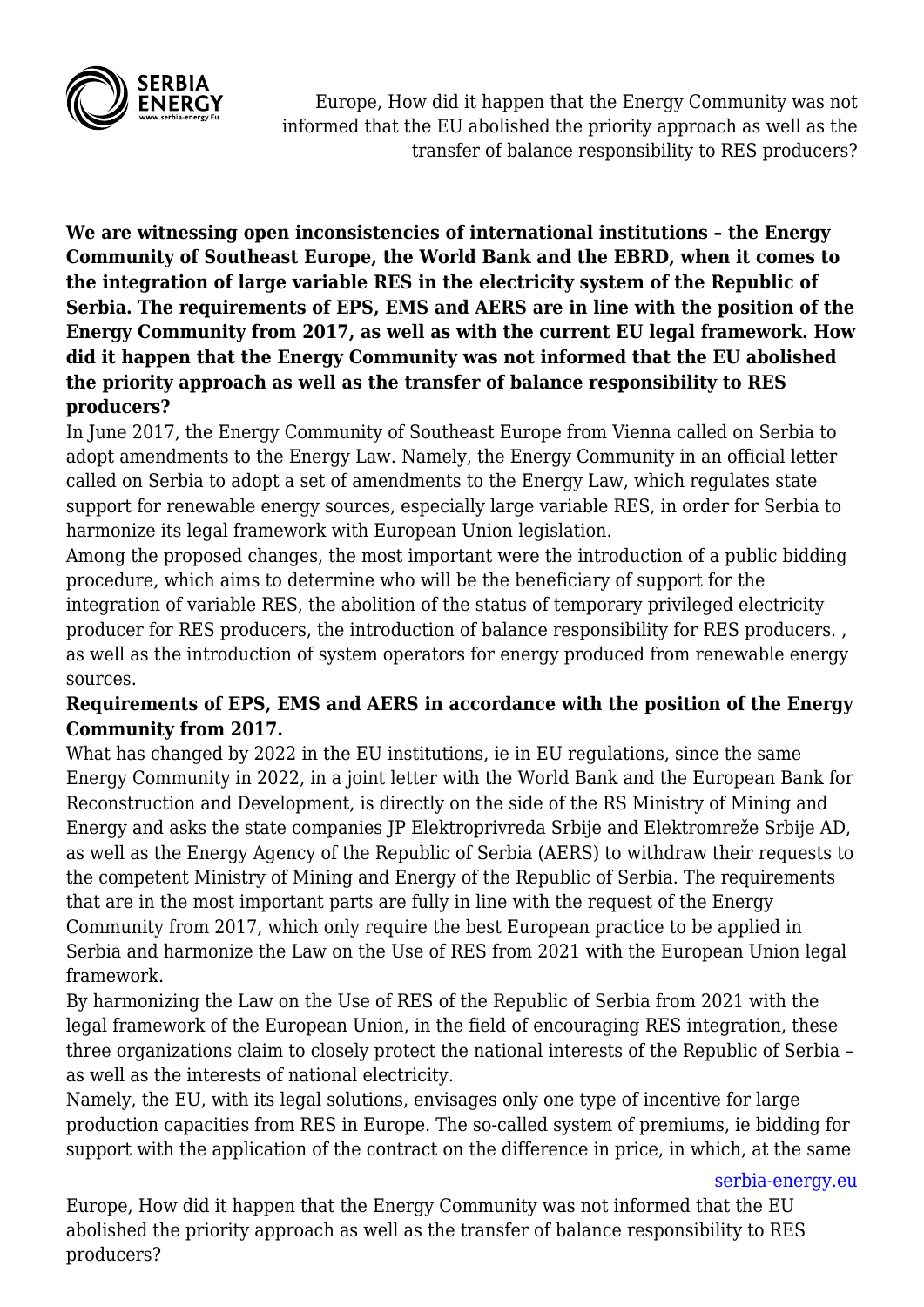# Europe, How did it happen that the Energy Community was not informed that the EU abolished the priority approach as well as the transfer of balance responsibility to RES producers?

**We are witnessing open inconsistencies of international institutions – the Energy Community of Southeast Europe, the World Bank and the EBRD, when it comes to the integration of large variable RES in the electricity system of the Republic of Serbia. The requirements of EPS, EMS and AERS are in line with the position of the Energy Community from 2017, as well as with the current EU legal framework. How did it happen that the Energy Community was not informed that the EU abolished the priority approach as well as the transfer of balance responsibility to RES producers?**

In June 2017, the Energy Community of Southeast Europe from Vienna called on Serbia to adopt amendments to the Energy Law. Namely, the Energy Community in an official letter called on Serbia to adopt a set of amendments to the Energy Law, which regulates state support for renewable energy sources, especially large variable RES, in order for Serbia to harmonize its legal framework with European Union legislation.

Among the proposed changes, the most important were the introduction of a public bidding procedure, which aims to determine who will be the beneficiary of support for the integration of variable RES, the abolition of the status of temporary privileged electricity producer for RES producers, the introduction of balance responsibility for RES producers. , as well as the introduction of system operators for energy produced from renewable energy sources.

**Requirements of EPS, EMS and AERS in accordance with the position of the Energy Community from 2017.**

What has changed by 2022 in the EU institutions, ie in EU regulations, since the same Energy Community in 2022, in a joint letter with the World Bank and the European Bank for Reconstruction and Development, is directly on the side of the RS Ministry of Mining and Energy and asks the state companies JP Elektroprivreda Srbije and Elektromreže Srbije AD, as well as the Energy Agency of the Republic of Serbia (AERS) to withdraw their requests to the competent Ministry of Mining and Energy of the Republic of Serbia. The requirements that are in the most important parts are fully in line with the request of the Energy Community from 2017, which only require the best European practice to be applied in Serbia and harmonize the Law on the Use of RES from 2021 with the European Union legal framework.

By harmonizing the Law on the Use of RES of the Republic of Serbia from 2021 with the legal framework of the European Union, in the field of encouraging RES integration, these three organizations claim to closely protect the national interests of the Republic of Serbia – as well as the interests of national electricity.

Namely, the EU, with its legal solutions, envisages only one type of incentive for large production capacities from RES in Europe. The so-called system of premiums, ie bidding for support with the application of the contract on the difference in price, in which, at the same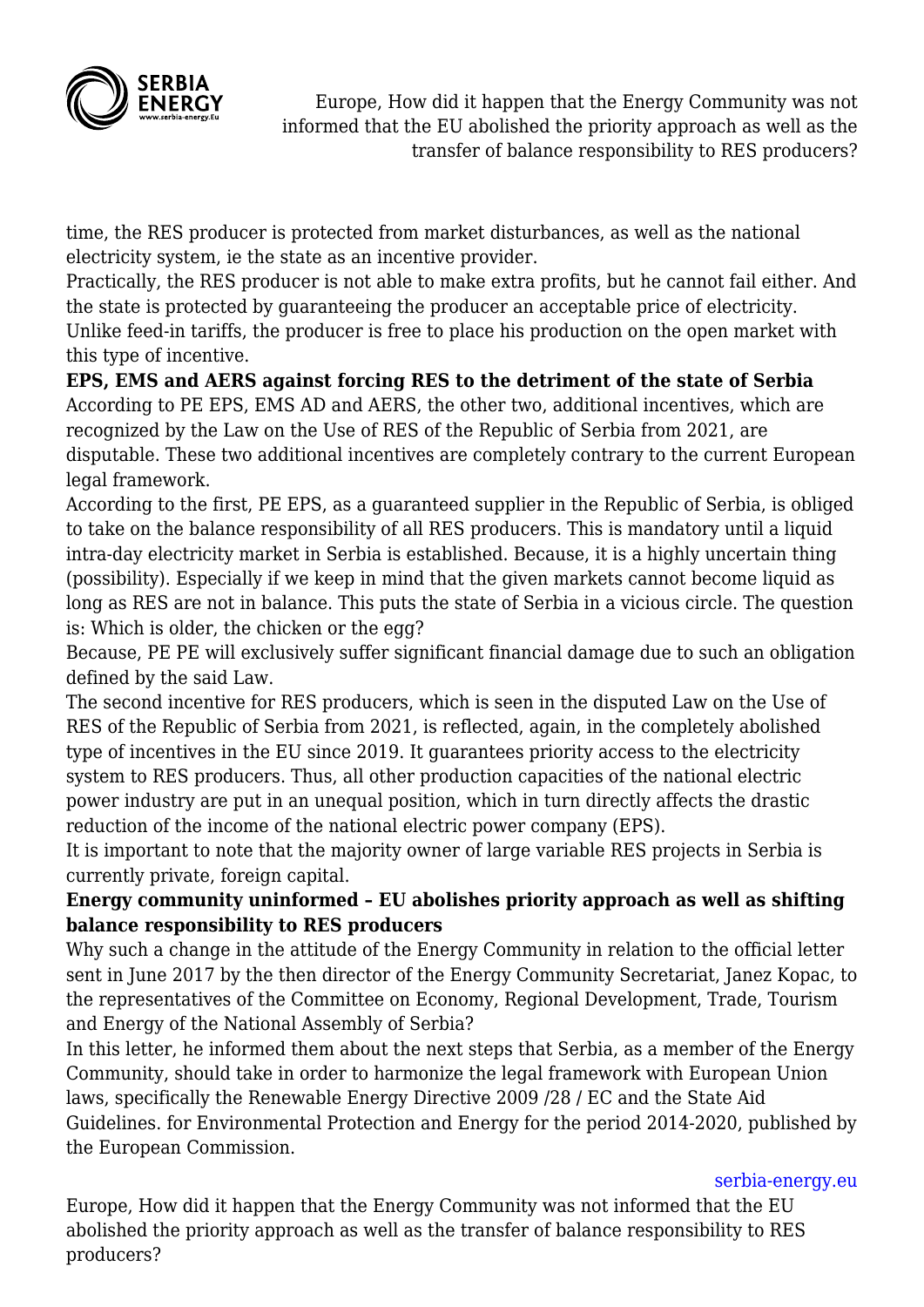time, the RES producer is protected from market disturbances, as well as the national electricity system, ie the state as an incentive provider.

Practically, the RES producer is not able to make extra profits, but he cannot fail either. And the state is protected by guaranteeing the producer an acceptable price of electricity. Unlike feed-in tariffs, the producer is free to place his production on the open market with this type of incentive.

**EPS, EMS and AERS against forcing RES to the detriment of the state of Serbia**

According to PE EPS, EMS AD and AERS, the other two, additional incentives, which are recognized by the Law on the Use of RES of the Republic of Serbia from 2021, are disputable. These two additional incentives are completely contrary to the current European legal framework.

According to the first, PE EPS, as a guaranteed supplier in the Republic of Serbia, is obliged to take on the balance responsibility of all RES producers. This is mandatory until a liquid intra-day electricity market in Serbia is established. Because, it is a highly uncertain thing (possibility). Especially if we keep in mind that the given markets cannot become liquid as long as RES are not in balance. This puts the state of Serbia in a vicious circle. The question is: Which is older, the chicken or the egg?

Because, PE PE will exclusively suffer significant financial damage due to such an obligation defined by the said Law.

The second incentive for RES producers, which is seen in the disputed Law on the Use of RES of the Republic of Serbia from 2021, is reflected, again, in the completely abolished type of incentives in the EU since 2019. It guarantees priority access to the electricity system to RES producers. Thus, all other production capacities of the national electric power industry are put in an unequal position, which in turn directly affects the drastic reduction of the income of the national electric power company (EPS).

It is important to note that the majority owner of large variable RES projects in Serbia is currently private, foreign capital.

**Energy community uninformed – EU abolishes priority approach as well as shifting balance responsibility to RES producers**

Why such a change in the attitude of the Energy Community in relation to the official letter sent in June 2017 by the then director of the Energy Community Secretariat, Janez Kopac, to the representatives of the Committee on Economy, Regional Development, Trade, Tourism and Energy of the National Assembly of Serbia?

In this letter, he informed them about the next steps that Serbia, as a member of the Energy Community, should take in order to harmonize the legal framework with European Union laws, specifically the Renewable Energy Directive 2009 /28 / EC and the State Aid Guidelines. for Environmental Protection and Energy for the period 2014-2020, published by the European Commission.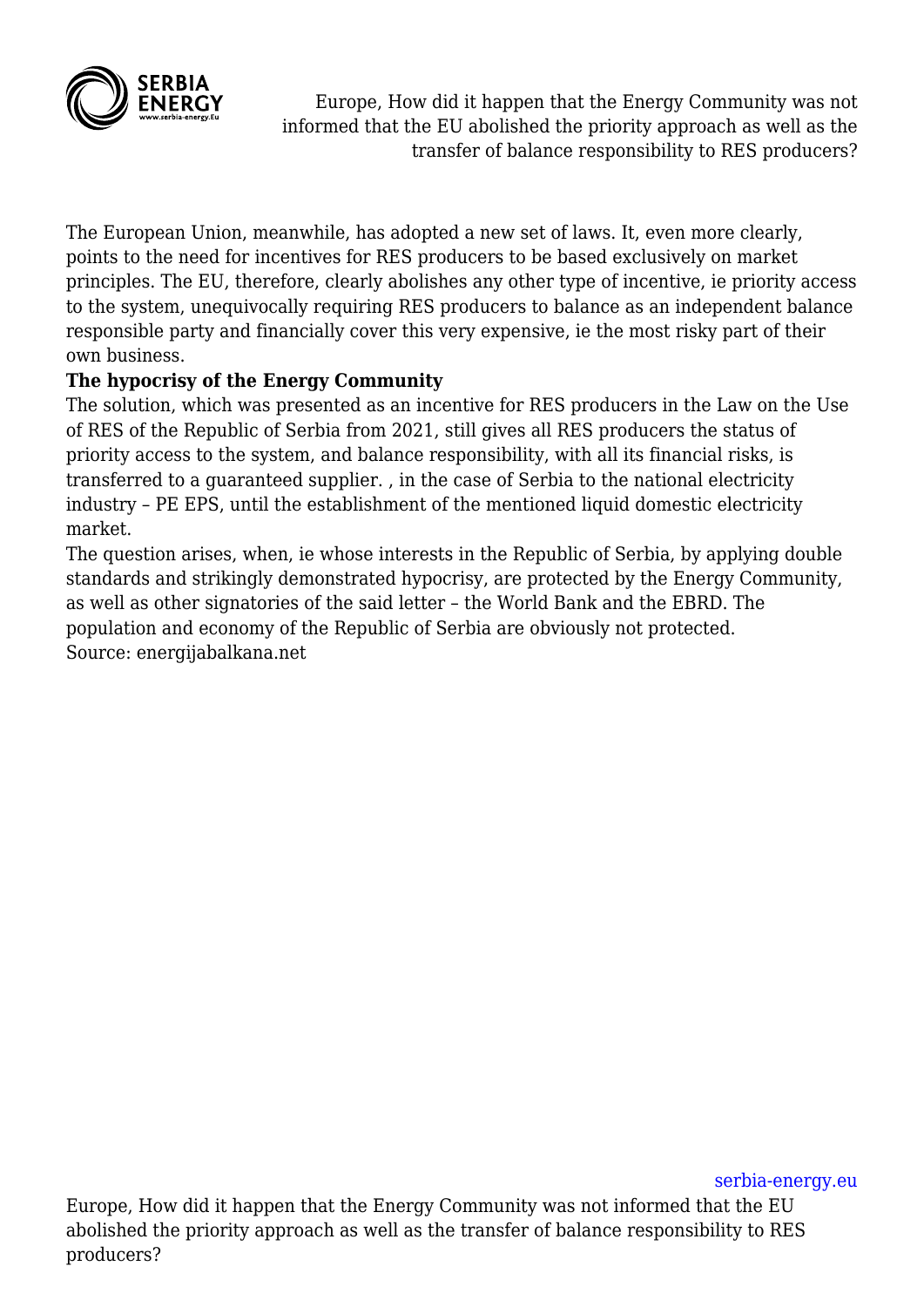The European Union, meanwhile, has adopted a new set of laws. It, even more clearly, points to the need for incentives for RES producers to be based exclusively on market principles. The EU, therefore, clearly abolishes any other type of incentive, ie priority access to the system, unequivocally requiring RES producers to balance as an independent balance responsible party and financially cover this very expensive, ie the most risky part of their own business.

**The hypocrisy of the Energy Community**

The solution, which was presented as an incentive for RES producers in the Law on the Use of RES of the Republic of Serbia from 2021, still gives all RES producers the status of priority access to the system, and balance responsibility, with all its financial risks, is transferred to a guaranteed supplier. , in the case of Serbia to the national electricity industry – PE EPS, until the establishment of the mentioned liquid domestic electricity market.

The question arises, when, ie whose interests in the Republic of Serbia, by applying double standards and strikingly demonstrated hypocrisy, are protected by the Energy Community, as well as other signatories of the said letter – the World Bank and the EBRD. The population and economy of the Republic of Serbia are obviously not protected.

Source: energijabalkana.net